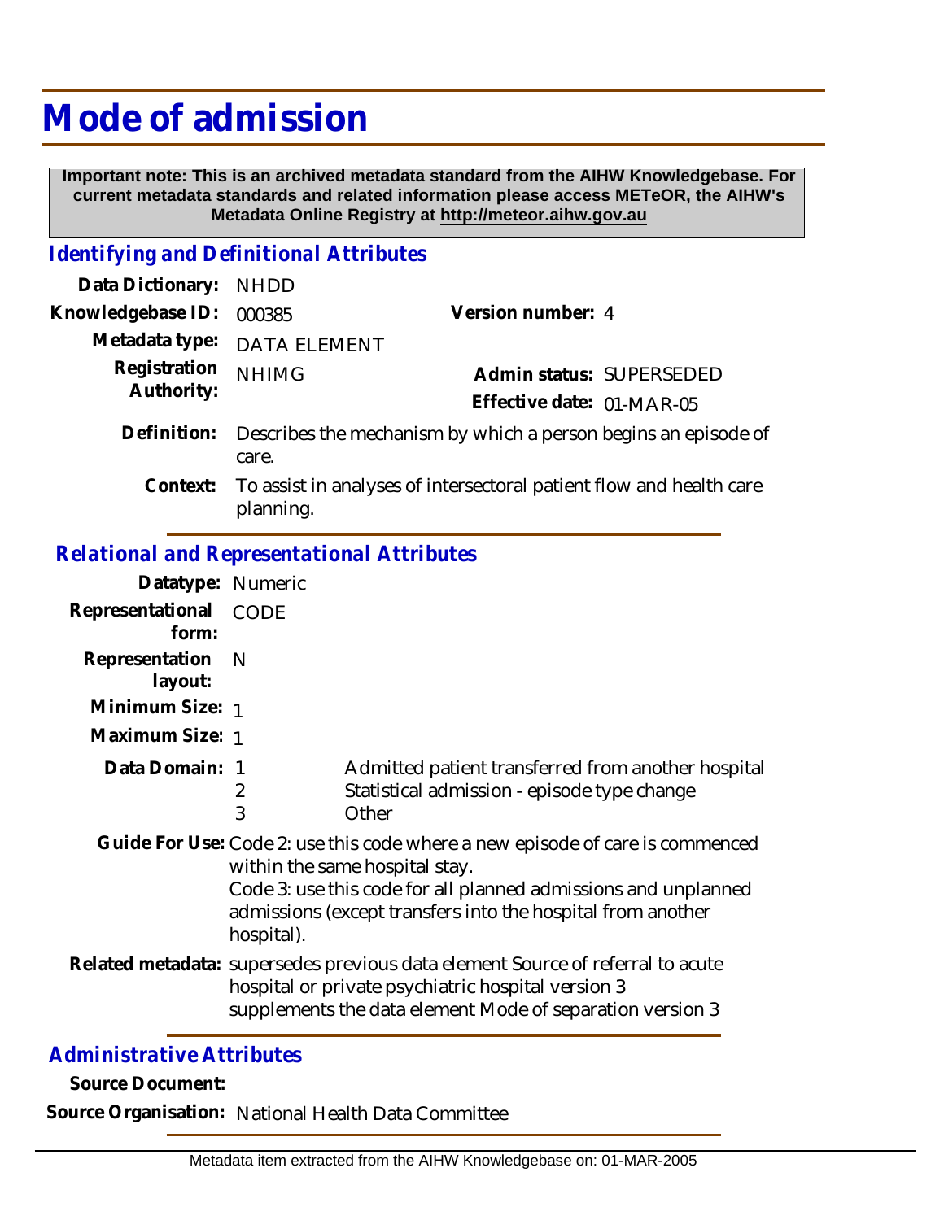# Mode of admission

**Important note: This is an archived metadata standard from the AIHW Knowledgebase. For current metadata standards and related information please access METeOR, the AIHW's Metadata Online Registry at http://meteor.aihw.gov.au**

## *Identifying and Definitional Attributes*

**Data Dictionary:** NHDD

**Knowledgebase ID:** 000385

**Version number:** 4

**Metadata type:** DATA ELEMENT

**Registration Authority:** NHIMG

**Admin status:** SUPERSEDED

**Effective date:** 01-MAR-05

**Definition:** Describes the mechanism by which a person begins an episode of care.

**Context:** To assist in analyses of intersectoral patient flow and health care planning.

## *Relational and Representational Attributes*

**Datatype:** Numeric

**Representational form:** CODE

**Representation layout:** N

**Minimum Size:** 1

**Maximum Size:** 1

**Data Domain:**

| Code | Description |
|---|---|
| 1 | Admitted patient transferred from another hospital |
| 2 | Statistical admission - episode type change |
| 3 | Other |

**Guide For Use:** Code 2: use this code where a new episode of care is commenced within the same hospital stay.
Code 3: use this code for all planned admissions and unplanned admissions (except transfers into the hospital from another hospital).

**Related metadata:** supersedes previous data element Source of referral to acute hospital or private psychiatric hospital version 3
supplements the data element Mode of separation version 3

## *Administrative Attributes*

**Source Document:**

**Source Organisation:** National Health Data Committee

Metadata item extracted from the AIHW Knowledgebase on: 01-MAR-2005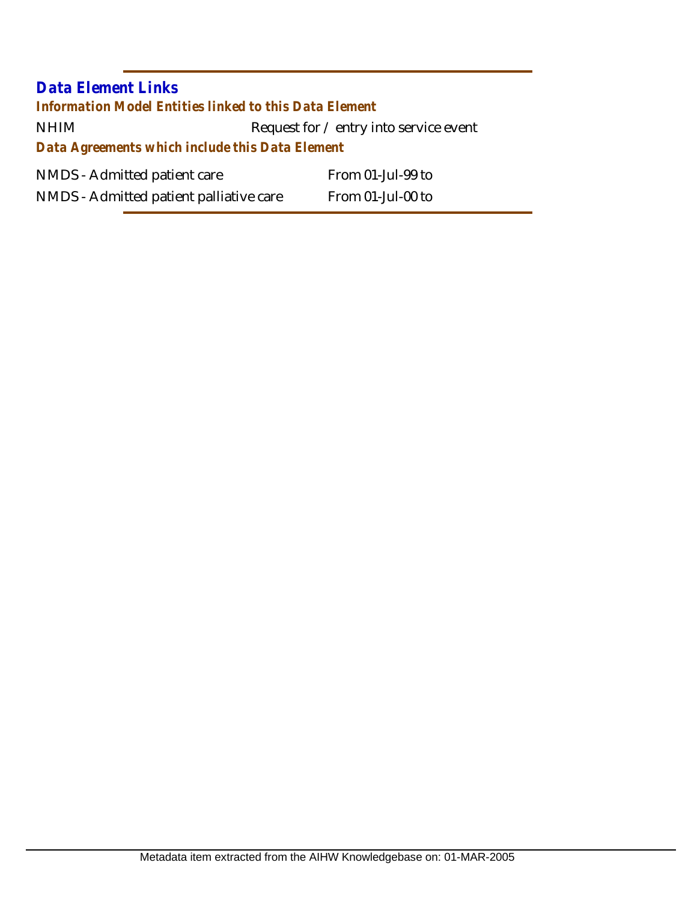## Data Element Links

### Information Model Entities linked to this Data Element

NHIM Request for / entry into service event

### Data Agreements which include this Data Element

| | |
|---|---|
| NMDS - Admitted patient care | From 01-Jul-99 to |
| NMDS - Admitted patient palliative care | From 01-Jul-00 to |

Metadata item extracted from the AIHW Knowledgebase on: 01-MAR-2005